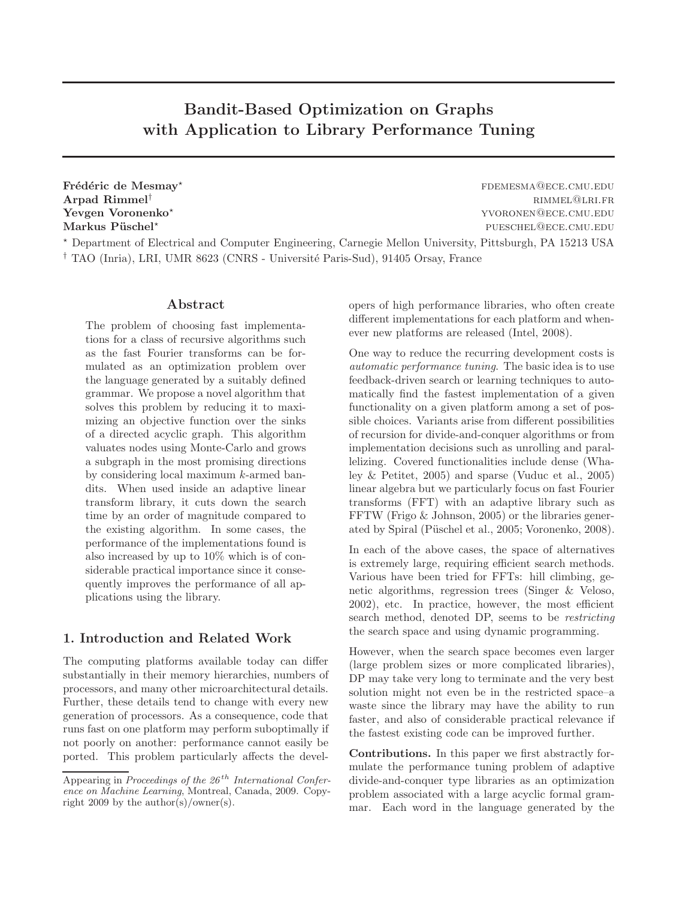# Bandit-Based Optimization on Graphs with Application to Library Performance Tuning

**Frédéric de Mesmay**[⋆] FDEMESMA@ECE.CMU.EDU
**Arpad Rimmel**[†] RIMMEL@LRI.FR
**Yevgen Voronenko**[⋆] YVORONEN@ECE.CMU.EDU
**Markus Püschel**[⋆] PUESCHEL@ECE.CMU.EDU

[⋆] Department of Electrical and Computer Engineering, Carnegie Mellon University, Pittsburgh, PA 15213 USA
[†] TAO (Inria), LRI, UMR 8623 (CNRS - Université Paris-Sud), 91405 Orsay, France

## Abstract

The problem of choosing fast implementations for a class of recursive algorithms such as the fast Fourier transforms can be formulated as an optimization problem over the language generated by a suitably defined grammar. We propose a novel algorithm that solves this problem by reducing it to maximizing an objective function over the sinks of a directed acyclic graph. This algorithm valuates nodes using Monte-Carlo and grows a subgraph in the most promising directions by considering local maximum $k$-armed bandits. When used inside an adaptive linear transform library, it cuts down the search time by an order of magnitude compared to the existing algorithm. In some cases, the performance of the implementations found is also increased by up to 10% which is of considerable practical importance since it consequently improves the performance of all applications using the library.

## 1. Introduction and Related Work

The computing platforms available today can differ substantially in their memory hierarchies, numbers of processors, and many other microarchitectural details. Further, these details tend to change with every new generation of processors. As a consequence, code that runs fast on one platform may perform suboptimally if not poorly on another: performance cannot easily be ported. This problem particularly affects the developers of high performance libraries, who often create different implementations for each platform and whenever new platforms are released (Intel, 2008).

One way to reduce the recurring development costs is *automatic performance tuning*. The basic idea is to use feedback-driven search or learning techniques to automatically find the fastest implementation of a given functionality on a given platform among a set of possible choices. Variants arise from different possibilities of recursion for divide-and-conquer algorithms or from implementation decisions such as unrolling and parallelizing. Covered functionalities include dense (Whaley & Petitet, 2005) and sparse (Vuduc et al., 2005) linear algebra but we particularly focus on fast Fourier transforms (FFT) with an adaptive library such as FFTW (Frigo & Johnson, 2005) or the libraries generated by Spiral (Püschel et al., 2005; Voronenko, 2008).

In each of the above cases, the space of alternatives is extremely large, requiring efficient search methods. Various have been tried for FFTs: hill climbing, genetic algorithms, regression trees (Singer & Veloso, 2002), etc. In practice, however, the most efficient search method, denoted DP, seems to be *restricting* the search space and using dynamic programming.

However, when the search space becomes even larger (large problem sizes or more complicated libraries), DP may take very long to terminate and the very best solution might not even be in the restricted space–a waste since the library may have the ability to run faster, and also of considerable practical relevance if the fastest existing code can be improved further.

**Contributions.** In this paper we first abstractly formulate the performance tuning problem of adaptive divide-and-conquer type libraries as an optimization problem associated with a large acyclic formal grammar. Each word in the language generated by the

Appearing in *Proceedings of the 26th International Conference on Machine Learning*, Montreal, Canada, 2009. Copyright 2009 by the author(s)/owner(s).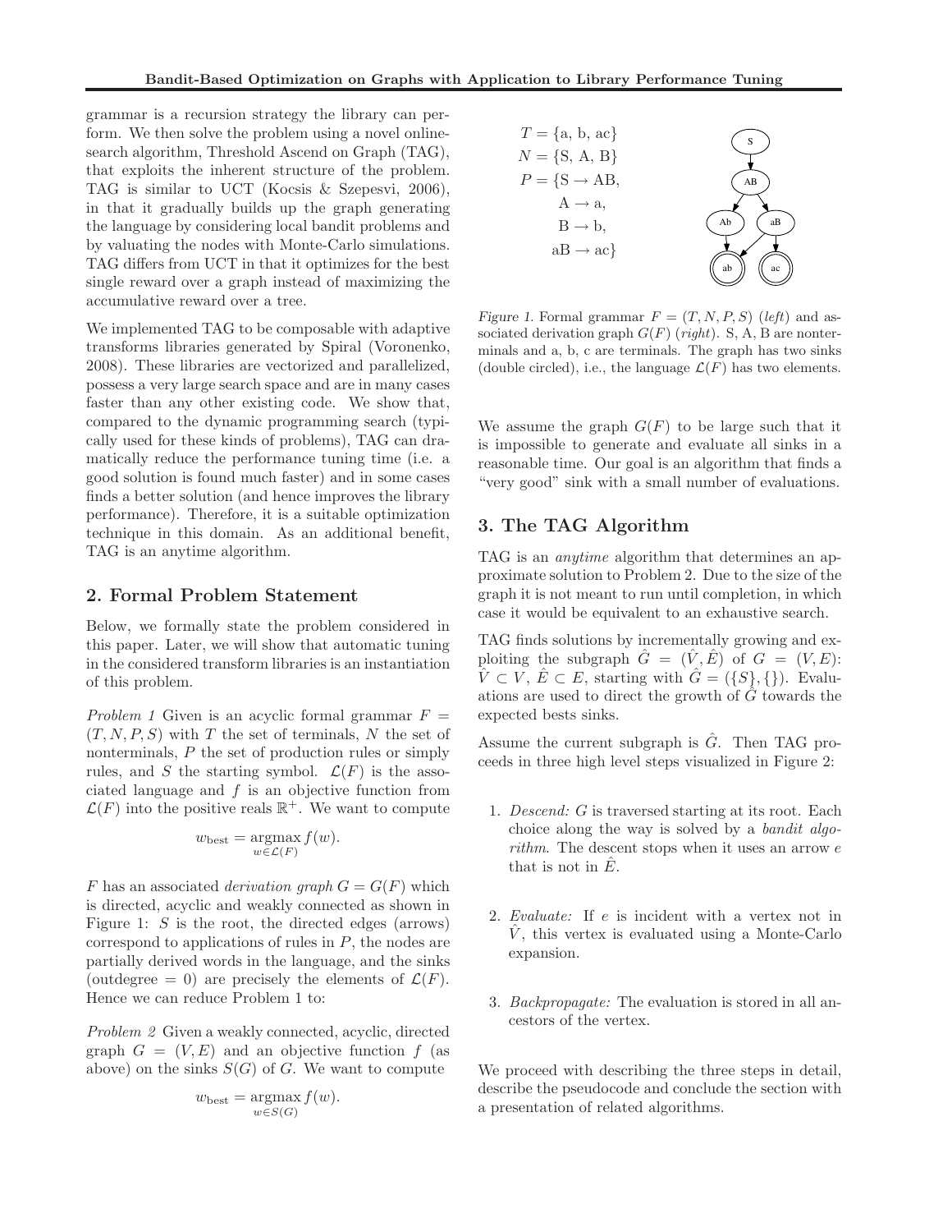grammar is a recursion strategy the library can perform. We then solve the problem using a novel online-search algorithm, Threshold Ascend on Graph (TAG), that exploits the inherent structure of the problem. TAG is similar to UCT (Kocsis & Szepesvi, 2006), in that it gradually builds up the graph generating the language by considering local bandit problems and by valuating the nodes with Monte-Carlo simulations. TAG differs from UCT in that it optimizes for the best single reward over a graph instead of maximizing the accumulative reward over a tree.

We implemented TAG to be composable with adaptive transforms libraries generated by Spiral (Voronenko, 2008). These libraries are vectorized and parallelized, possess a very large search space and are in many cases faster than any other existing code. We show that, compared to the dynamic programming search (typically used for these kinds of problems), TAG can dramatically reduce the performance tuning time (i.e. a good solution is found much faster) and in some cases finds a better solution (and hence improves the library performance). Therefore, it is a suitable optimization technique in this domain. As an additional benefit, TAG is an anytime algorithm.

## 2. Formal Problem Statement

Below, we formally state the problem considered in this paper. Later, we will show that automatic tuning in the considered transform libraries is an instantiation of this problem.

*Problem 1* Given is an acyclic formal grammar $F = (T, N, P, S)$ with $T$ the set of terminals, $N$ the set of nonterminals, $P$ the set of production rules or simply rules, and $S$ the starting symbol. $\mathcal{L}(F)$ is the associated language and $f$ is an objective function from $\mathcal{L}(F)$ into the positive reals $\mathbb{R}^+$. We want to compute

$$w_{\text{best}} = \underset{w \in \mathcal{L}(F)}{\operatorname{argmax}} f(w).$$

$F$ has an associated *derivation graph* $G = G(F)$ which is directed, acyclic and weakly connected as shown in Figure 1: $S$ is the root, the directed edges (arrows) correspond to applications of rules in $P$, the nodes are partially derived words in the language, and the sinks (outdegree = 0) are precisely the elements of $\mathcal{L}(F)$. Hence we can reduce Problem 1 to:

*Problem 2* Given a weakly connected, acyclic, directed graph $G = (V, E)$ and an objective function $f$ (as above) on the sinks $S(G)$ of $G$. We want to compute

$$w_{\text{best}} = \underset{w \in S(G)}{\operatorname{argmax}} f(w).$$

$T = \{\text{a, b, ac}\}$
$N = \{\text{S, A, B}\}$
$P = \{\text{S} \rightarrow \text{AB},$
$\text{A} \rightarrow \text{a},$
$\text{B} \rightarrow \text{b},$
$\text{aB} \rightarrow \text{ac}\}$

S
AB
Ab
aB
ab
ac

*Figure 1.* Formal grammar $F = (T, N, P, S)$ (*left*) and associated derivation graph $G(F)$ (*right*). S, A, B are nonterminals and a, b, c are terminals. The graph has two sinks (double circled), i.e., the language $\mathcal{L}(F)$ has two elements.

We assume the graph $G(F)$ to be large such that it is impossible to generate and evaluate all sinks in a reasonable time. Our goal is an algorithm that finds a "very good" sink with a small number of evaluations.

## 3. The TAG Algorithm

TAG is an *anytime* algorithm that determines an approximate solution to Problem 2. Due to the size of the graph it is not meant to run until completion, in which case it would be equivalent to an exhaustive search.

TAG finds solutions by incrementally growing and exploiting the subgraph $\hat{G} = (\hat{V}, \hat{E})$ of $G = (V, E)$: $\hat{V} \subset V$, $\hat{E} \subset E$, starting with $\hat{G} = (\{S\}, \{\})$. Evaluations are used to direct the growth of $\hat{G}$ towards the expected bests sinks.

Assume the current subgraph is $\hat{G}$. Then TAG proceeds in three high level steps visualized in Figure 2:

1. *Descend:* $G$ is traversed starting at its root. Each choice along the way is solved by a *bandit algorithm*. The descent stops when it uses an arrow $e$ that is not in $\hat{E}$.

2. *Evaluate:* If $e$ is incident with a vertex not in $\hat{V}$, this vertex is evaluated using a Monte-Carlo expansion.

3. *Backpropagate:* The evaluation is stored in all ancestors of the vertex.

We proceed with describing the three steps in detail, describe the pseudocode and conclude the section with a presentation of related algorithms.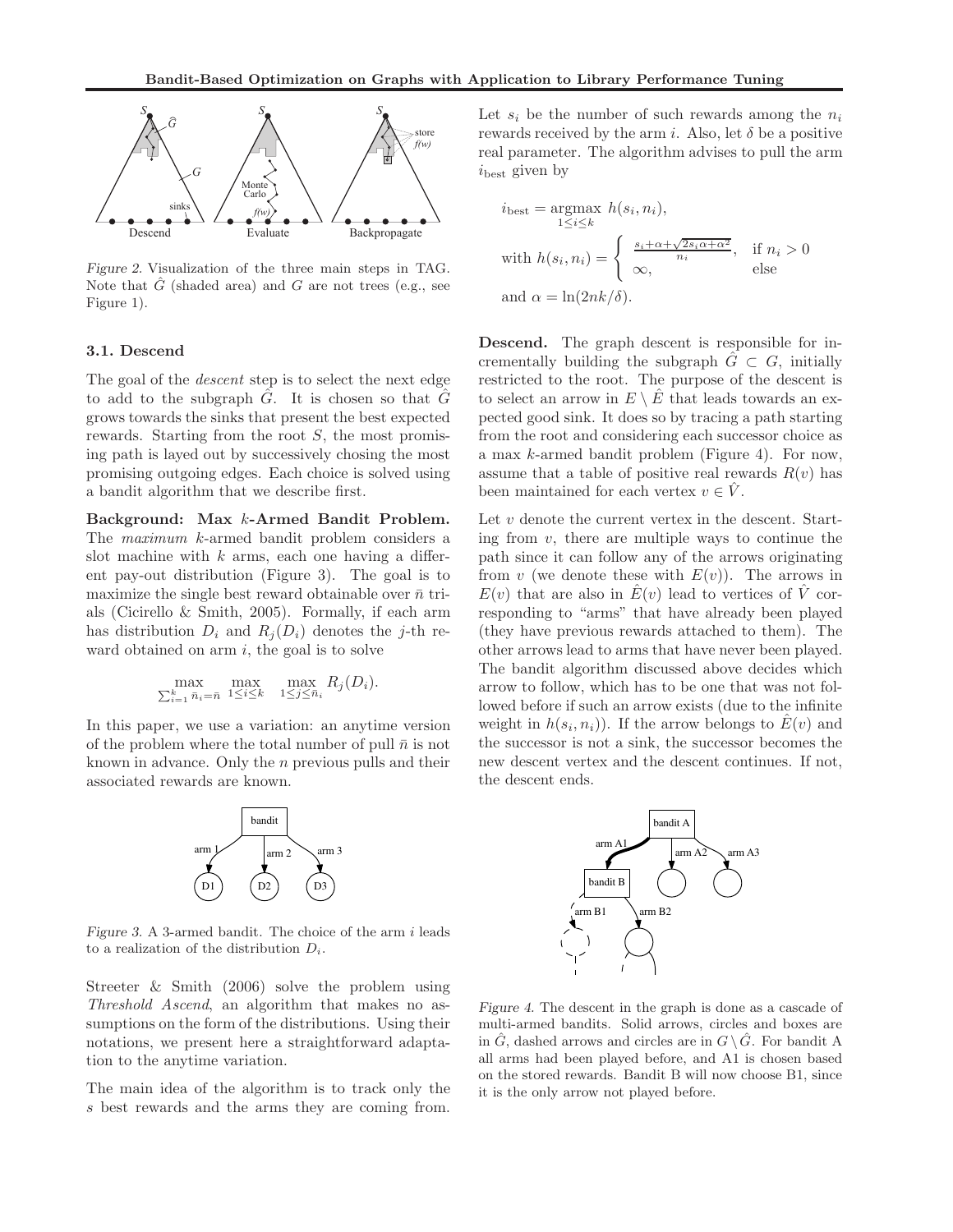S

$\hat{G}$

G

sinks

Descend

S

Monte Carlo

f(w)

Evaluate

S

store f(w)

Backpropagate

*Figure 2.* Visualization of the three main steps in TAG. Note that $\hat{G}$ (shaded area) and $G$ are not trees (e.g., see Figure 1).

### 3.1. Descend

The goal of the *descent* step is to select the next edge to add to the subgraph $\hat{G}$. It is chosen so that $\hat{G}$ grows towards the sinks that present the best expected rewards. Starting from the root $S$, the most promising path is layed out by successively chosing the most promising outgoing edges. Each choice is solved using a bandit algorithm that we describe first.

**Background: Max $k$-Armed Bandit Problem.** The *maximum* $k$-armed bandit problem considers a slot machine with $k$ arms, each one having a different pay-out distribution (Figure 3). The goal is to maximize the single best reward obtainable over $\bar{n}$ trials (Cicirello & Smith, 2005). Formally, if each arm has distribution $D_i$ and $R_j(D_i)$ denotes the $j$-th reward obtained on arm $i$, the goal is to solve

$$\max_{\sum_{i=1}^{k} \bar{n}_i = \bar{n}} \ \max_{1 \leq i \leq k} \ \max_{1 \leq j \leq \bar{n}_i} R_j(D_i).$$

In this paper, we use a variation: an anytime version of the problem where the total number of pull $\bar{n}$ is not known in advance. Only the $n$ previous pulls and their associated rewards are known.

bandit

arm 1

arm 2

arm 3

D1

D2

D3

*Figure 3.* A 3-armed bandit. The choice of the arm $i$ leads to a realization of the distribution $D_i$.

Streeter & Smith (2006) solve the problem using *Threshold Ascend*, an algorithm that makes no assumptions on the form of the distributions. Using their notations, we present here a straightforward adaptation to the anytime variation.

The main idea of the algorithm is to track only the $s$ best rewards and the arms they are coming from. Let $s_i$ be the number of such rewards among the $n_i$ rewards received by the arm $i$. Also, let $\delta$ be a positive real parameter. The algorithm advises to pull the arm $i_{\text{best}}$ given by

$$i_{\text{best}} = \underset{1 \leq i \leq k}{\operatorname{argmax}} \ h(s_i, n_i),$$

$$\text{with } h(s_i, n_i) = \begin{cases} \frac{s_i + \alpha + \sqrt{2 s_i \alpha + \alpha^2}}{n_i}, & \text{if } n_i > 0 \\ \infty, & \text{else} \end{cases}$$

$$\text{and } \alpha = \ln(2nk/\delta).$$

**Descend.** The graph descent is responsible for incrementally building the subgraph $\hat{G} \subset G$, initially restricted to the root. The purpose of the descent is to select an arrow in $E \setminus \hat{E}$ that leads towards an expected good sink. It does so by tracing a path starting from the root and considering each successor choice as a max $k$-armed bandit problem (Figure 4). For now, assume that a table of positive real rewards $R(v)$ has been maintained for each vertex $v \in \hat{V}$.

Let $v$ denote the current vertex in the descent. Starting from $v$, there are multiple ways to continue the path since it can follow any of the arrows originating from $v$ (we denote these with $E(v)$). The arrows in $E(v)$ that are also in $\hat{E}(v)$ lead to vertices of $\hat{V}$ corresponding to "arms" that have already been played (they have previous rewards attached to them). The other arrows lead to arms that have never been played. The bandit algorithm discussed above decides which arrow to follow, which has to be one that was not followed before if such an arrow exists (due to the infinite weight in $h(s_i, n_i)$). If the arrow belongs to $\hat{E}(v)$ and the successor is not a sink, the successor becomes the new descent vertex and the descent continues. If not, the descent ends.

bandit A

arm A1

arm A2

arm A3

bandit B

arm B1

arm B2

*Figure 4.* The descent in the graph is done as a cascade of multi-armed bandits. Solid arrows, circles and boxes are in $\hat{G}$, dashed arrows and circles are in $G \setminus \hat{G}$. For bandit A all arms had been played before, and A1 is chosen based on the stored rewards. Bandit B will now choose B1, since it is the only arrow not played before.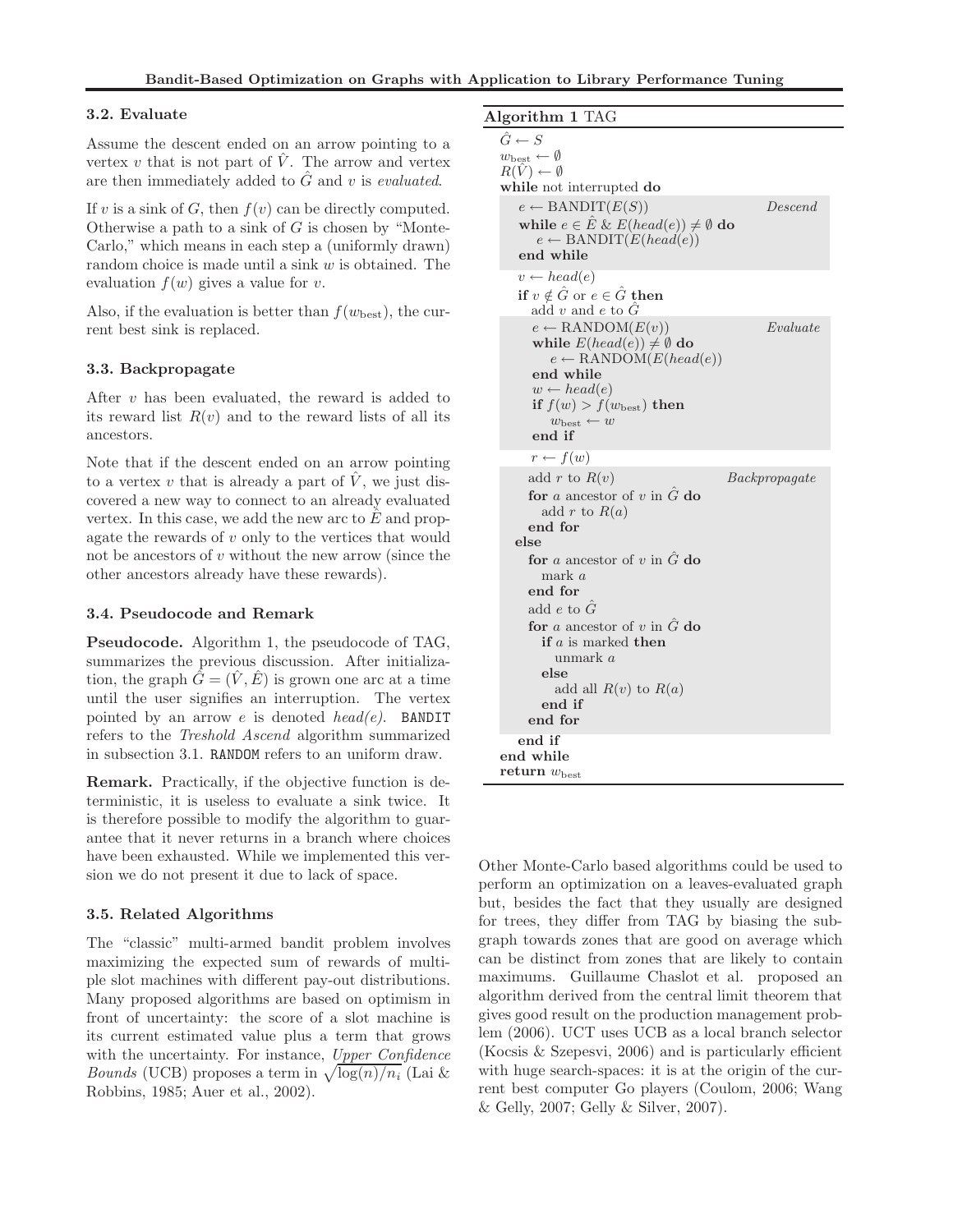### 3.2. Evaluate

Assume the descent ended on an arrow pointing to a vertex $v$ that is not part of $\hat{V}$. The arrow and vertex are then immediately added to $\hat{G}$ and $v$ is *evaluated*.

If $v$ is a sink of $G$, then $f(v)$ can be directly computed. Otherwise a path to a sink of $G$ is chosen by "Monte-Carlo," which means in each step a (uniformly drawn) random choice is made until a sink $w$ is obtained. The evaluation $f(w)$ gives a value for $v$.

Also, if the evaluation is better than $f(w_{\text{best}})$, the current best sink is replaced.

### 3.3. Backpropagate

After $v$ has been evaluated, the reward is added to its reward list $R(v)$ and to the reward lists of all its ancestors.

Note that if the descent ended on an arrow pointing to a vertex $v$ that is already a part of $\hat{V}$, we just discovered a new way to connect to an already evaluated vertex. In this case, we add the new arc to $\hat{E}$ and propagate the rewards of $v$ only to the vertices that would not be ancestors of $v$ without the new arrow (since the other ancestors already have these rewards).

### 3.4. Pseudocode and Remark

**Pseudocode.** Algorithm 1, the pseudocode of TAG, summarizes the previous discussion. After initialization, the graph $\hat{G} = (\hat{V}, \hat{E})$ is grown one arc at a time until the user signifies an interruption. The vertex pointed by an arrow $e$ is denoted *head(e)*. BANDIT refers to the *Treshold Ascend* algorithm summarized in subsection 3.1. RANDOM refers to an uniform draw.

**Remark.** Practically, if the objective function is deterministic, it is useless to evaluate a sink twice. It is therefore possible to modify the algorithm to guarantee that it never returns in a branch where choices have been exhausted. While we implemented this version we do not present it due to lack of space.

### 3.5. Related Algorithms

The "classic" multi-armed bandit problem involves maximizing the expected sum of rewards of multiple slot machines with different pay-out distributions. Many proposed algorithms are based on optimism in front of uncertainty: the score of a slot machine is its current estimated value plus a term that grows with the uncertainty. For instance, *Upper Confidence Bounds* (UCB) proposes a term in $\sqrt{\log(n)/n_i}$ (Lai & Robbins, 1985; Auer et al., 2002).

**Algorithm 1** TAG

```
Ĝ ← S
w_best ← ∅
R(V̂) ← ∅
while not interrupted do
  e ← BANDIT(E(S))                                   Descend
  while e ∈ Ê & E(head(e)) ≠ ∅ do
    e ← BANDIT(E(head(e)))
  end while
  v ← head(e)
  if v ∉ Ĝ or e ∈ Ĝ then
    add v and e to Ĝ
    e ← RANDOM(E(v))                                 Evaluate
    while E(head(e)) ≠ ∅ do
      e ← RANDOM(E(head(e)))
    end while
    w ← head(e)
    if f(w) > f(w_best) then
      w_best ← w
    end if
    r ← f(w)
    add r to R(v)                                    Backpropagate
    for a ancestor of v in Ĝ do
      add r to R(a)
    end for
  else
    for a ancestor of v in Ĝ do
      mark a
    end for
    add e to Ĝ
    for a ancestor of v in Ĝ do
      if a is marked then
        unmark a
      else
        add all R(v) to R(a)
      end if
    end for
  end if
end while
return w_best
```

Other Monte-Carlo based algorithms could be used to perform an optimization on a leaves-evaluated graph but, besides the fact that they usually are designed for trees, they differ from TAG by biasing the subgraph towards zones that are good on average which can be distinct from zones that are likely to contain maximums. Guillaume Chaslot et al. proposed an algorithm derived from the central limit theorem that gives good result on the production management problem (2006). UCT uses UCB as a local branch selector (Kocsis & Szepesvi, 2006) and is particularly efficient with huge search-spaces: it is at the origin of the current best computer Go players (Coulom, 2006; Wang & Gelly, 2007; Gelly & Silver, 2007).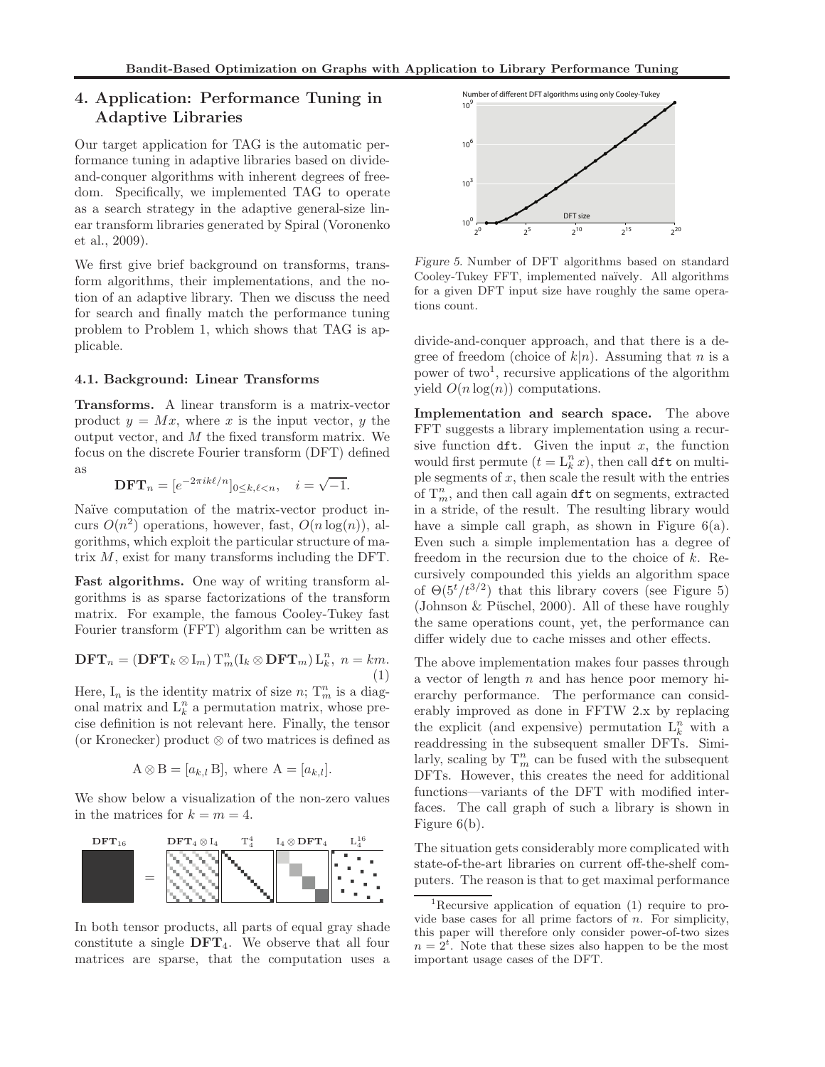## 4. Application: Performance Tuning in Adaptive Libraries

Our target application for TAG is the automatic performance tuning in adaptive libraries based on divide-and-conquer algorithms with inherent degrees of freedom. Specifically, we implemented TAG to operate as a search strategy in the adaptive general-size linear transform libraries generated by Spiral (Voronenko et al., 2009).

We first give brief background on transforms, transform algorithms, their implementations, and the notion of an adaptive library. Then we discuss the need for search and finally match the performance tuning problem to Problem 1, which shows that TAG is applicable.

### 4.1. Background: Linear Transforms

**Transforms.** A linear transform is a matrix-vector product $y = Mx$, where $x$ is the input vector, $y$ the output vector, and $M$ the fixed transform matrix. We focus on the discrete Fourier transform (DFT) defined as

$$\mathbf{DFT}_n = [e^{-2\pi i k\ell/n}]_{0\leq k,\ell<n}, \quad i = \sqrt{-1}.$$

Naïve computation of the matrix-vector product incurs $O(n^2)$ operations, however, fast, $O(n\log(n))$, algorithms, which exploit the particular structure of matrix $M$, exist for many transforms including the DFT.

**Fast algorithms.** One way of writing transform algorithms is as sparse factorizations of the transform matrix. For example, the famous Cooley-Tukey fast Fourier transform (FFT) algorithm can be written as

$$\mathbf{DFT}_n = (\mathbf{DFT}_k \otimes \mathrm{I}_m)\,\mathrm{T}^n_m(\mathrm{I}_k \otimes \mathbf{DFT}_m)\,\mathrm{L}^n_k,\ n = km. \tag{1}$$

Here, $\mathrm{I}_n$ is the identity matrix of size $n$; $\mathrm{T}^n_m$ is a diagonal matrix and $\mathrm{L}^n_k$ a permutation matrix, whose precise definition is not relevant here. Finally, the tensor (or Kronecker) product $\otimes$ of two matrices is defined as

$$\mathrm{A}\otimes\mathrm{B} = [a_{k,l}\,\mathrm{B}],\ \text{where}\ \mathrm{A} = [a_{k,l}].$$

We show below a visualization of the non-zero values in the matrices for $k = m = 4$.

$\mathbf{DFT}_{16}$ = $\mathbf{DFT}_4 \otimes \mathrm{I}_4$ $\mathrm{T}^4_4$ $\mathrm{I}_4 \otimes \mathbf{DFT}_4$ $\mathrm{L}^{16}_4$

In both tensor products, all parts of equal gray shade constitute a single $\mathbf{DFT}_4$. We observe that all four matrices are sparse, that the computation uses a divide-and-conquer approach, and that there is a degree of freedom (choice of $k|n$). Assuming that $n$ is a power of two[1], recursive applications of the algorithm yield $O(n\log(n))$ computations.

Number of different DFT algorithms using only Cooley-Tukey

$10^9$
$10^6$
$10^3$
$10^0$
DFT size
$2^0$ $2^5$ $2^{10}$ $2^{15}$ $2^{20}$

*Figure 5.* Number of DFT algorithms based on standard Cooley-Tukey FFT, implemented naïvely. All algorithms for a given DFT input size have roughly the same operations count.

**Implementation and search space.** The above FFT suggests a library implementation using a recursive function `dft`. Given the input $x$, the function would first permute ($t = \mathrm{L}^n_k\, x$), then call `dft` on multiple segments of $x$, then scale the result with the entries of $\mathrm{T}^n_m$, and then call again `dft` on segments, extracted in a stride, of the result. The resulting library would have a simple call graph, as shown in Figure 6(a). Even such a simple implementation has a degree of freedom in the recursion due to the choice of $k$. Recursively compounded this yields an algorithm space of $\Theta(5^t/t^{3/2})$ that this library covers (see Figure 5) (Johnson & Püschel, 2000). All of these have roughly the same operations count, yet, the performance can differ widely due to cache misses and other effects.

The above implementation makes four passes through a vector of length $n$ and has hence poor memory hierarchy performance. The performance can considerably improved as done in FFTW 2.x by replacing the explicit (and expensive) permutation $\mathrm{L}^n_k$ with a readdressing in the subsequent smaller DFTs. Similarly, scaling by $\mathrm{T}^n_m$ can be fused with the subsequent DFTs. However, this creates the need for additional functions—variants of the DFT with modified interfaces. The call graph of such a library is shown in Figure 6(b).

The situation gets considerably more complicated with state-of-the-art libraries on current off-the-shelf computers. The reason is that to get maximal performance

[1] Recursive application of equation (1) require to provide base cases for all prime factors of $n$. For simplicity, this paper will therefore only consider power-of-two sizes $n = 2^t$. Note that these sizes also happen to be the most important usage cases of the DFT.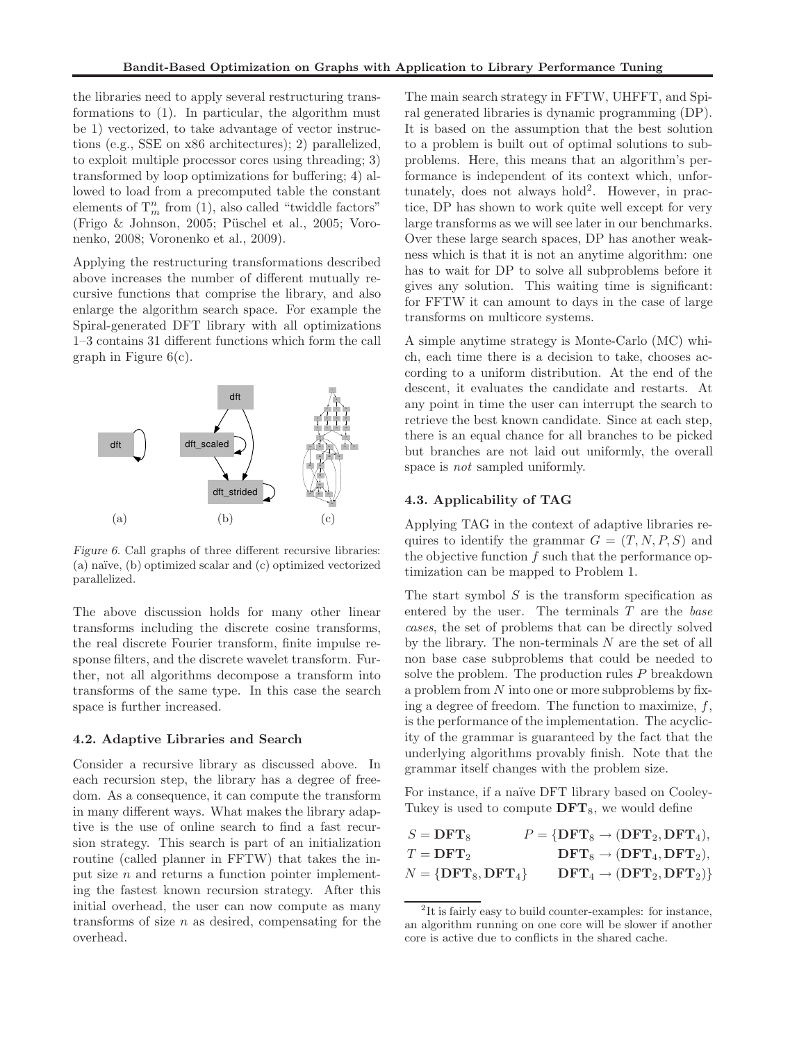the libraries need to apply several restructuring transformations to (1). In particular, the algorithm must be 1) vectorized, to take advantage of vector instructions (e.g., SSE on x86 architectures); 2) parallelized, to exploit multiple processor cores using threading; 3) transformed by loop optimizations for buffering; 4) allowed to load from a precomputed table the constant elements of $T^n_m$ from (1), also called "twiddle factors" (Frigo & Johnson, 2005; Püschel et al., 2005; Voronenko, 2008; Voronenko et al., 2009).

Applying the restructuring transformations described above increases the number of different mutually recursive functions that comprise the library, and also enlarge the algorithm search space. For example the Spiral-generated DFT library with all optimizations 1–3 contains 31 different functions which form the call graph in Figure 6(c).

dft

dft

dft_scaled

dft_strided

(a)

(b)

(c)

*Figure 6.* Call graphs of three different recursive libraries: (a) naïve, (b) optimized scalar and (c) optimized vectorized parallelized.

The above discussion holds for many other linear transforms including the discrete cosine transforms, the real discrete Fourier transform, finite impulse response filters, and the discrete wavelet transform. Further, not all algorithms decompose a transform into transforms of the same type. In this case the search space is further increased.

### 4.2. Adaptive Libraries and Search

Consider a recursive library as discussed above. In each recursion step, the library has a degree of freedom. As a consequence, it can compute the transform in many different ways. What makes the library adaptive is the use of online search to find a fast recursion strategy. This search is part of an initialization routine (called planner in FFTW) that takes the input size $n$ and returns a function pointer implementing the fastest known recursion strategy. After this initial overhead, the user can now compute as many transforms of size $n$ as desired, compensating for the overhead.

The main search strategy in FFTW, UHFFT, and Spiral generated libraries is dynamic programming (DP). It is based on the assumption that the best solution to a problem is built out of optimal solutions to subproblems. Here, this means that an algorithm's performance is independent of its context which, unfortunately, does not always hold[2]. However, in practice, DP has shown to work quite well except for very large transforms as we will see later in our benchmarks. Over these large search spaces, DP has another weakness which is that it is not an anytime algorithm: one has to wait for DP to solve all subproblems before it gives any solution. This waiting time is significant: for FFTW it can amount to days in the case of large transforms on multicore systems.

A simple anytime strategy is Monte-Carlo (MC) which, each time there is a decision to take, chooses according to a uniform distribution. At the end of the descent, it evaluates the candidate and restarts. At any point in time the user can interrupt the search to retrieve the best known candidate. Since at each step, there is an equal chance for all branches to be picked but branches are not laid out uniformly, the overall space is *not* sampled uniformly.

### 4.3. Applicability of TAG

Applying TAG in the context of adaptive libraries requires to identify the grammar $G = (T, N, P, S)$ and the objective function $f$ such that the performance optimization can be mapped to Problem 1.

The start symbol $S$ is the transform specification as entered by the user. The terminals $T$ are the *base cases*, the set of problems that can be directly solved by the library. The non-terminals $N$ are the set of all non base case subproblems that could be needed to solve the problem. The production rules $P$ breakdown a problem from $N$ into one or more subproblems by fixing a degree of freedom. The function to maximize, $f$, is the performance of the implementation. The acyclicity of the grammar is guaranteed by the fact that the underlying algorithms provably finish. Note that the grammar itself changes with the problem size.

For instance, if a naïve DFT library based on Cooley-Tukey is used to compute $\mathbf{DFT}_8$, we would define

$$
\begin{aligned}
S &= \mathbf{DFT}_8 & P = \{&\mathbf{DFT}_8 \to (\mathbf{DFT}_2, \mathbf{DFT}_4),\\
T &= \mathbf{DFT}_2 & &\mathbf{DFT}_8 \to (\mathbf{DFT}_4, \mathbf{DFT}_2),\\
N &= \{\mathbf{DFT}_8, \mathbf{DFT}_4\} & &\mathbf{DFT}_4 \to (\mathbf{DFT}_2, \mathbf{DFT}_2)\}
\end{aligned}
$$

[2]It is fairly easy to build counter-examples: for instance, an algorithm running on one core will be slower if another core is active due to conflicts in the shared cache.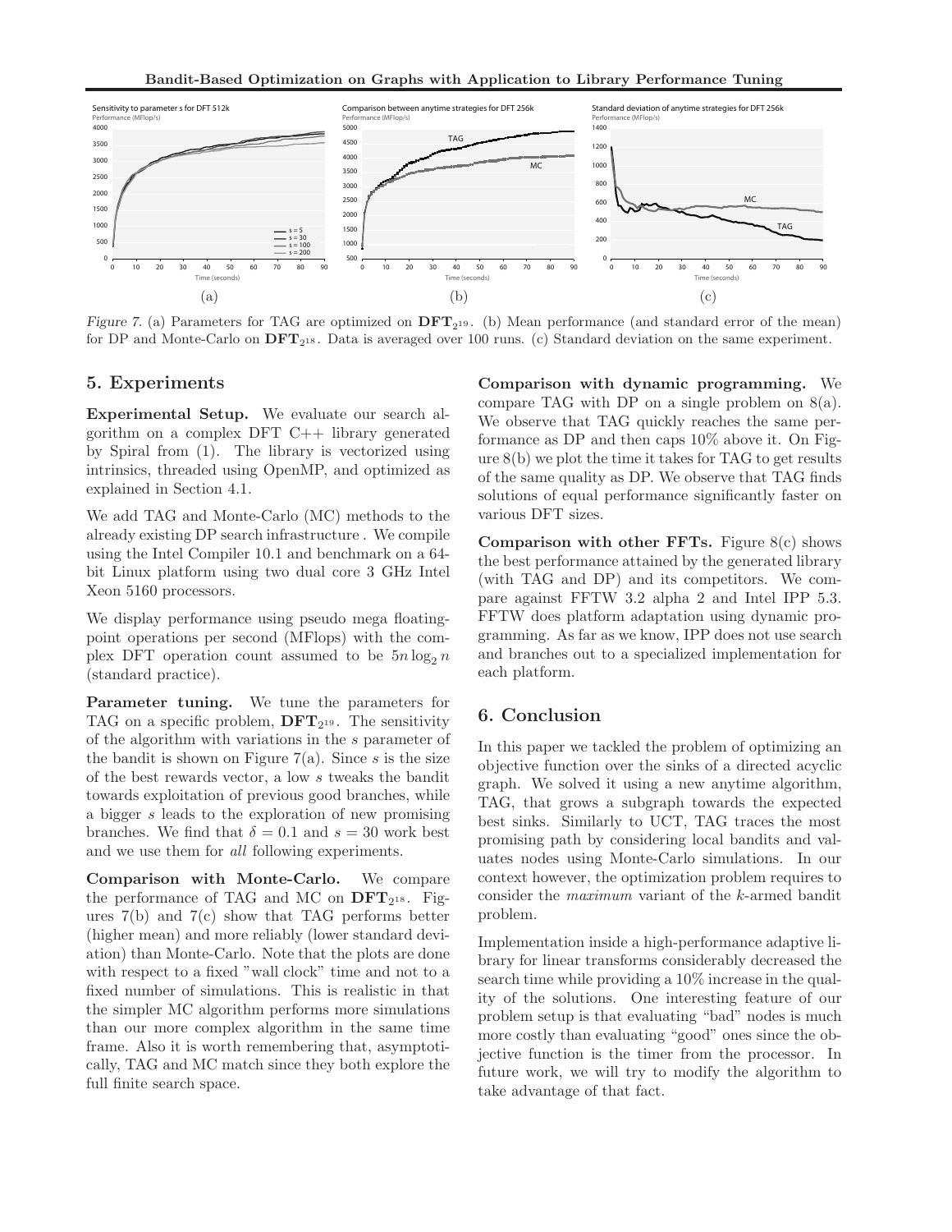Sensitivity to parameter s for DFT 512k
Performance (MFlop/s)
4000
3500
3000
2500
2000
1500
1000
500
0
0 10 20 30 40 50 60 70 80 90
Time (seconds)
s = 5
s = 30
s = 100
s = 200

(a)

Comparison between anytime strategies for DFT 256k
Performance (MFlop/s)
5000
4500
4000
3500
3000
2500
2000
1500
1000
500
0 10 20 30 40 50 60 70 80 90
Time (seconds)
TAG
MC

(b)

Standard deviation of anytime strategies for DFT 256k
Performance (MFlop/s)
1400
1200
1000
800
600
400
200
0
0 10 20 30 40 50 60 70 80 90
Time (seconds)
MC
TAG

(c)

*Figure 7.* (a) Parameters for TAG are optimized on $\mathbf{DFT}_{2^{19}}$. (b) Mean performance (and standard error of the mean) for DP and Monte-Carlo on $\mathbf{DFT}_{2^{18}}$. Data is averaged over 100 runs. (c) Standard deviation on the same experiment.

## 5. Experiments

**Experimental Setup.** We evaluate our search algorithm on a complex DFT C++ library generated by Spiral from (1). The library is vectorized using intrinsics, threaded using OpenMP, and optimized as explained in Section 4.1.

We add TAG and Monte-Carlo (MC) methods to the already existing DP search infrastructure . We compile using the Intel Compiler 10.1 and benchmark on a 64-bit Linux platform using two dual core 3 GHz Intel Xeon 5160 processors.

We display performance using pseudo mega floating-point operations per second (MFlops) with the complex DFT operation count assumed to be $5n \log_2 n$ (standard practice).

**Parameter tuning.** We tune the parameters for TAG on a specific problem, $\mathbf{DFT}_{2^{19}}$. The sensitivity of the algorithm with variations in the $s$ parameter of the bandit is shown on Figure 7(a). Since $s$ is the size of the best rewards vector, a low $s$ tweaks the bandit towards exploitation of previous good branches, while a bigger $s$ leads to the exploration of new promising branches. We find that $\delta = 0.1$ and $s = 30$ work best and we use them for *all* following experiments.

**Comparison with Monte-Carlo.** We compare the performance of TAG and MC on $\mathbf{DFT}_{2^{18}}$. Figures 7(b) and 7(c) show that TAG performs better (higher mean) and more reliably (lower standard deviation) than Monte-Carlo. Note that the plots are done with respect to a fixed "wall clock" time and not to a fixed number of simulations. This is realistic in that the simpler MC algorithm performs more simulations than our more complex algorithm in the same time frame. Also it is worth remembering that, asymptotically, TAG and MC match since they both explore the full finite search space.

**Comparison with dynamic programming.** We compare TAG with DP on a single problem on 8(a). We observe that TAG quickly reaches the same performance as DP and then caps 10% above it. On Figure 8(b) we plot the time it takes for TAG to get results of the same quality as DP. We observe that TAG finds solutions of equal performance significantly faster on various DFT sizes.

**Comparison with other FFTs.** Figure 8(c) shows the best performance attained by the generated library (with TAG and DP) and its competitors. We compare against FFTW 3.2 alpha 2 and Intel IPP 5.3. FFTW does platform adaptation using dynamic programming. As far as we know, IPP does not use search and branches out to a specialized implementation for each platform.

## 6. Conclusion

In this paper we tackled the problem of optimizing an objective function over the sinks of a directed acyclic graph. We solved it using a new anytime algorithm, TAG, that grows a subgraph towards the expected best sinks. Similarly to UCT, TAG traces the most promising path by considering local bandits and valuates nodes using Monte-Carlo simulations. In our context however, the optimization problem requires to consider the *maximum* variant of the $k$-armed bandit problem.

Implementation inside a high-performance adaptive library for linear transforms considerably decreased the search time while providing a 10% increase in the quality of the solutions. One interesting feature of our problem setup is that evaluating "bad" nodes is much more costly than evaluating "good" ones since the objective function is the timer from the processor. In future work, we will try to modify the algorithm to take advantage of that fact.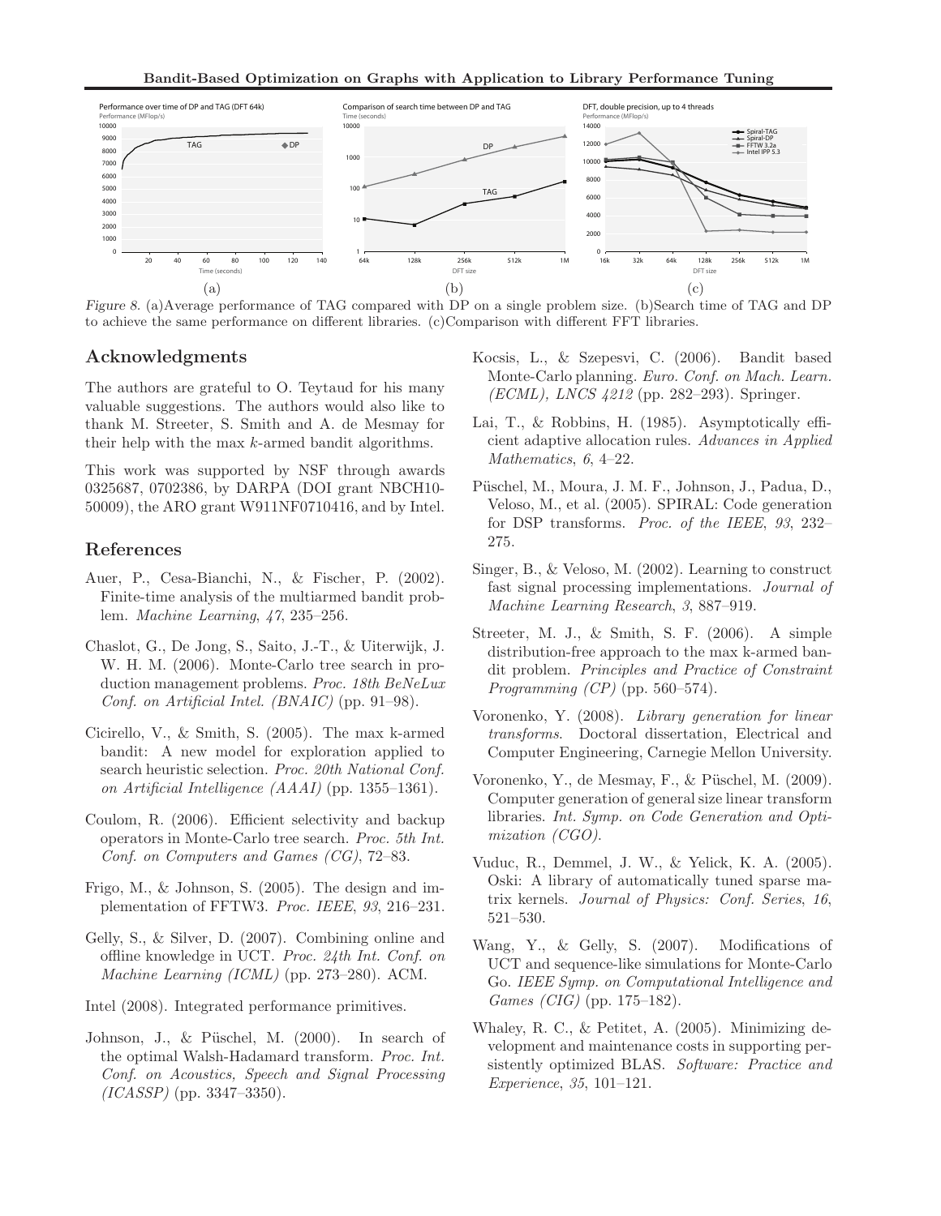Performance over time of DP and TAG (DFT 64k)
Performance (MFlop/s)
10000
9000
8000
7000
6000
5000
4000
3000
2000
1000
0
20 40 60 80 100 120 140
Time (seconds)
TAG
DP

(a)

Comparison of search time between DP and TAG
Time (seconds)
10000
1000
100
10
1
64k 128k 256k 512k 1M
DFT size
DP
TAG

(b)

DFT, double precision, up to 4 threads
Performance (MFlop/s)
14000
12000
10000
8000
6000
4000
2000
0
16k 32k 64k 128k 256k 512k 1M
DFT size
Spiral-TAG
Spiral-DP
FFTW 3.2a
Intel IPP 5.3

(c)

*Figure 8.* (a)Average performance of TAG compared with DP on a single problem size. (b)Search time of TAG and DP to achieve the same performance on different libraries. (c)Comparison with different FFT libraries.

## Acknowledgments

The authors are grateful to O. Teytaud for his many valuable suggestions. The authors would also like to thank M. Streeter, S. Smith and A. de Mesmay for their help with the max $k$-armed bandit algorithms.

This work was supported by NSF through awards 0325687, 0702386, by DARPA (DOI grant NBCH10-50009), the ARO grant W911NF0710416, and by Intel.

## References

Auer, P., Cesa-Bianchi, N., & Fischer, P. (2002). Finite-time analysis of the multiarmed bandit problem. *Machine Learning*, *47*, 235–256.

Chaslot, G., De Jong, S., Saito, J.-T., & Uiterwijk, J. W. H. M. (2006). Monte-Carlo tree search in production management problems. *Proc. 18th BeNeLux Conf. on Artificial Intel. (BNAIC)* (pp. 91–98).

Cicirello, V., & Smith, S. (2005). The max k-armed bandit: A new model for exploration applied to search heuristic selection. *Proc. 20th National Conf. on Artificial Intelligence (AAAI)* (pp. 1355–1361).

Coulom, R. (2006). Efficient selectivity and backup operators in Monte-Carlo tree search. *Proc. 5th Int. Conf. on Computers and Games (CG)*, 72–83.

Frigo, M., & Johnson, S. (2005). The design and implementation of FFTW3. *Proc. IEEE*, *93*, 216–231.

Gelly, S., & Silver, D. (2007). Combining online and offline knowledge in UCT. *Proc. 24th Int. Conf. on Machine Learning (ICML)* (pp. 273–280). ACM.

Intel (2008). Integrated performance primitives.

Johnson, J., & Püschel, M. (2000). In search of the optimal Walsh-Hadamard transform. *Proc. Int. Conf. on Acoustics, Speech and Signal Processing (ICASSP)* (pp. 3347–3350).

Kocsis, L., & Szepesvi, C. (2006). Bandit based Monte-Carlo planning. *Euro. Conf. on Mach. Learn. (ECML), LNCS 4212* (pp. 282–293). Springer.

Lai, T., & Robbins, H. (1985). Asymptotically efficient adaptive allocation rules. *Advances in Applied Mathematics*, *6*, 4–22.

Püschel, M., Moura, J. M. F., Johnson, J., Padua, D., Veloso, M., et al. (2005). SPIRAL: Code generation for DSP transforms. *Proc. of the IEEE*, *93*, 232–275.

Singer, B., & Veloso, M. (2002). Learning to construct fast signal processing implementations. *Journal of Machine Learning Research*, *3*, 887–919.

Streeter, M. J., & Smith, S. F. (2006). A simple distribution-free approach to the max k-armed bandit problem. *Principles and Practice of Constraint Programming (CP)* (pp. 560–574).

Voronenko, Y. (2008). *Library generation for linear transforms*. Doctoral dissertation, Electrical and Computer Engineering, Carnegie Mellon University.

Voronenko, Y., de Mesmay, F., & Püschel, M. (2009). Computer generation of general size linear transform libraries. *Int. Symp. on Code Generation and Optimization (CGO)*.

Vuduc, R., Demmel, J. W., & Yelick, K. A. (2005). Oski: A library of automatically tuned sparse matrix kernels. *Journal of Physics: Conf. Series*, *16*, 521–530.

Wang, Y., & Gelly, S. (2007). Modifications of UCT and sequence-like simulations for Monte-Carlo Go. *IEEE Symp. on Computational Intelligence and Games (CIG)* (pp. 175–182).

Whaley, R. C., & Petitet, A. (2005). Minimizing development and maintenance costs in supporting persistently optimized BLAS. *Software: Practice and Experience*, *35*, 101–121.